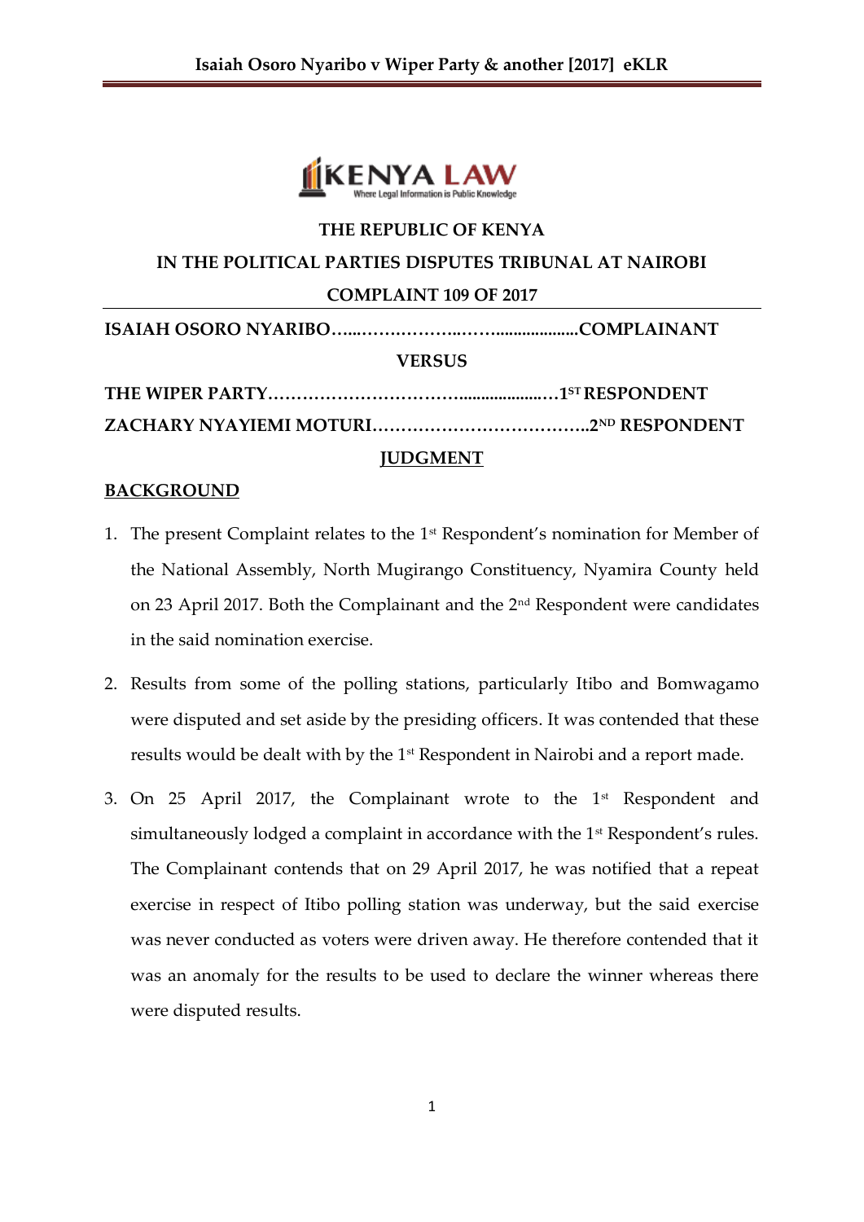THE REPUBLIC OF KENYA

IN THE POLITICAL PARTIES DISPUTES TRIBUNAL AT NAIROBI

COMPLAINT 109 OF 2017

**ISAIAH OSORO NYARIBO…...……….………...…....................COMPLAINANT**

**VERSUS**

**THE WIPER PARTY……………………………....................…1ST RESPONDENT**

**ZACHARY NYAYIEMI MOTURI………………………………..2ND RESPONDENT**

## JUDGMENT

### BACKGROUND

1. The present Complaint relates to the 1st Respondent's nomination for Member of the National Assembly, North Mugirango Constituency, Nyamira County held on 23 April 2017. Both the Complainant and the 2nd Respondent were candidates in the said nomination exercise.

2. Results from some of the polling stations, particularly Itibo and Bomwagamo were disputed and set aside by the presiding officers. It was contended that these results would be dealt with by the 1st Respondent in Nairobi and a report made.

3. On 25 April 2017, the Complainant wrote to the 1st Respondent and simultaneously lodged a complaint in accordance with the 1st Respondent's rules. The Complainant contends that on 29 April 2017, he was notified that a repeat exercise in respect of Itibo polling station was underway, but the said exercise was never conducted as voters were driven away. He therefore contended that it was an anomaly for the results to be used to declare the winner whereas there were disputed results.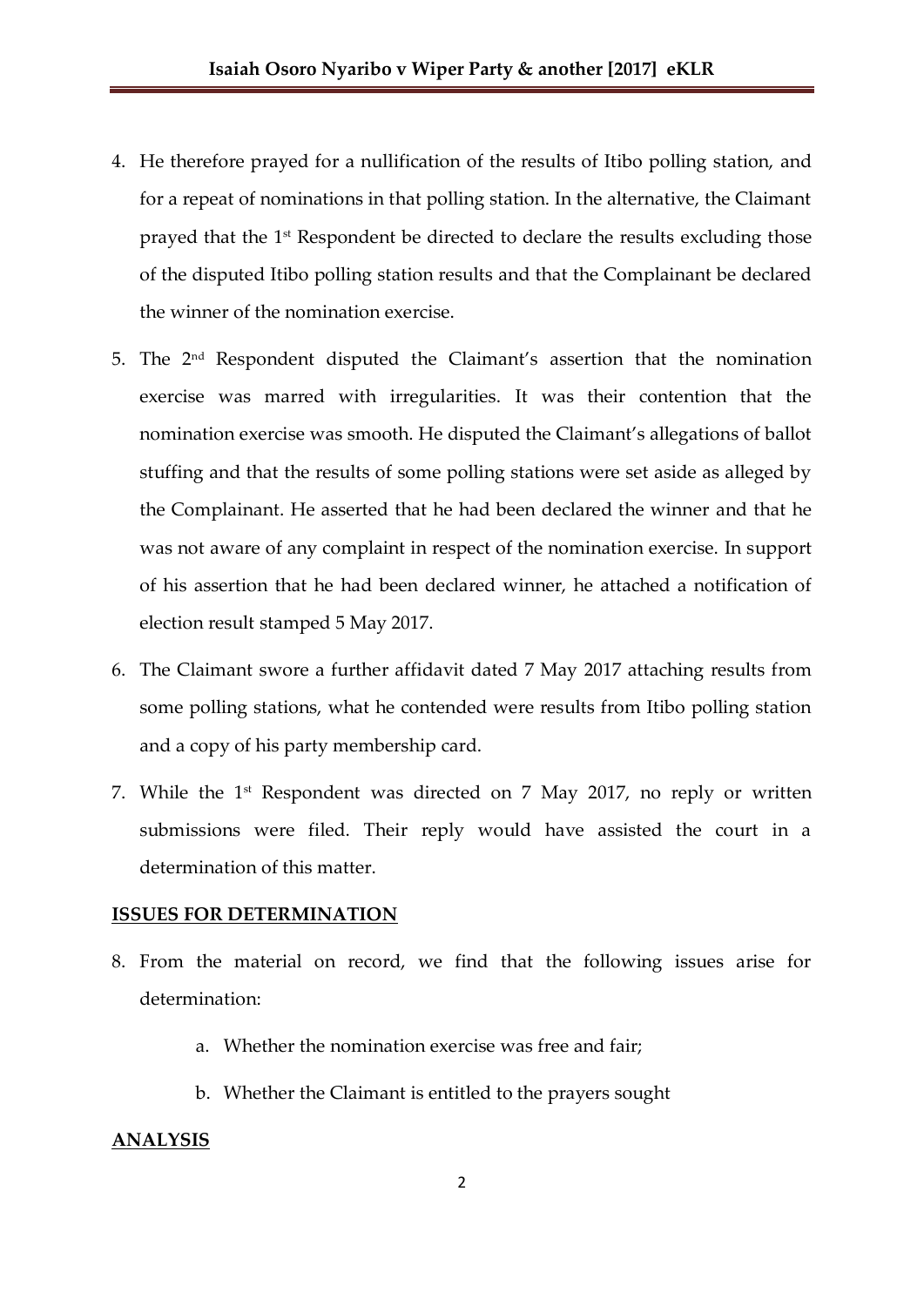4. He therefore prayed for a nullification of the results of Itibo polling station, and for a repeat of nominations in that polling station. In the alternative, the Claimant prayed that the 1st Respondent be directed to declare the results excluding those of the disputed Itibo polling station results and that the Complainant be declared the winner of the nomination exercise.

5. The 2nd Respondent disputed the Claimant's assertion that the nomination exercise was marred with irregularities. It was their contention that the nomination exercise was smooth. He disputed the Claimant's allegations of ballot stuffing and that the results of some polling stations were set aside as alleged by the Complainant. He asserted that he had been declared the winner and that he was not aware of any complaint in respect of the nomination exercise. In support of his assertion that he had been declared winner, he attached a notification of election result stamped 5 May 2017.

6. The Claimant swore a further affidavit dated 7 May 2017 attaching results from some polling stations, what he contended were results from Itibo polling station and a copy of his party membership card.

7. While the 1st Respondent was directed on 7 May 2017, no reply or written submissions were filed. Their reply would have assisted the court in a determination of this matter.

**ISSUES FOR DETERMINATION**

8. From the material on record, we find that the following issues arise for determination:

    a. Whether the nomination exercise was free and fair;

    b. Whether the Claimant is entitled to the prayers sought

**ANALYSIS**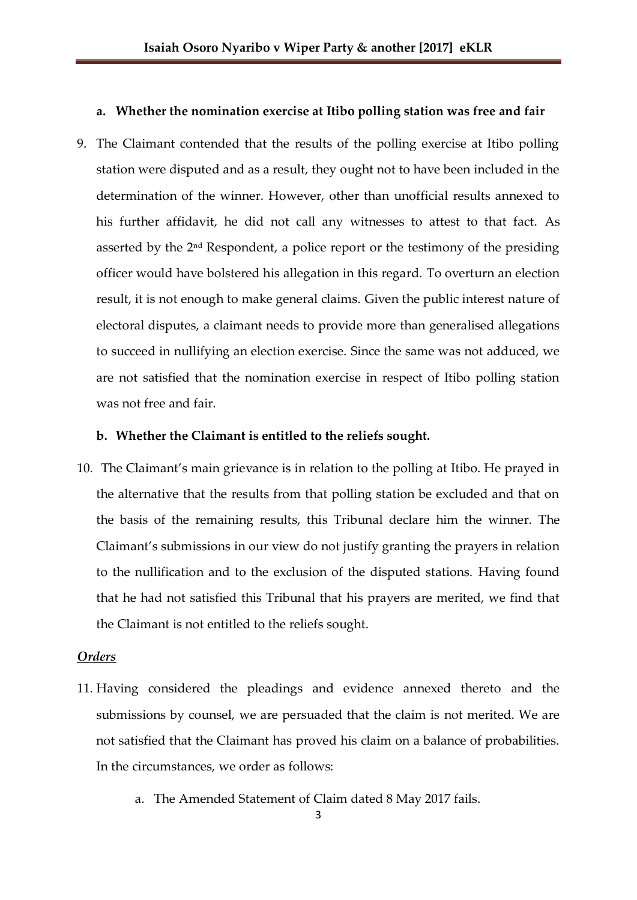**a. Whether the nomination exercise at Itibo polling station was free and fair**

9. The Claimant contended that the results of the polling exercise at Itibo polling station were disputed and as a result, they ought not to have been included in the determination of the winner. However, other than unofficial results annexed to his further affidavit, he did not call any witnesses to attest to that fact. As asserted by the 2nd Respondent, a police report or the testimony of the presiding officer would have bolstered his allegation in this regard. To overturn an election result, it is not enough to make general claims. Given the public interest nature of electoral disputes, a claimant needs to provide more than generalised allegations to succeed in nullifying an election exercise. Since the same was not adduced, we are not satisfied that the nomination exercise in respect of Itibo polling station was not free and fair.

**b. Whether the Claimant is entitled to the reliefs sought.**

10. The Claimant's main grievance is in relation to the polling at Itibo. He prayed in the alternative that the results from that polling station be excluded and that on the basis of the remaining results, this Tribunal declare him the winner. The Claimant's submissions in our view do not justify granting the prayers in relation to the nullification and to the exclusion of the disputed stations. Having found that he had not satisfied this Tribunal that his prayers are merited, we find that the Claimant is not entitled to the reliefs sought.

***Orders***

11. Having considered the pleadings and evidence annexed thereto and the submissions by counsel, we are persuaded that the claim is not merited. We are not satisfied that the Claimant has proved his claim on a balance of probabilities. In the circumstances, we order as follows:

    a. The Amended Statement of Claim dated 8 May 2017 fails.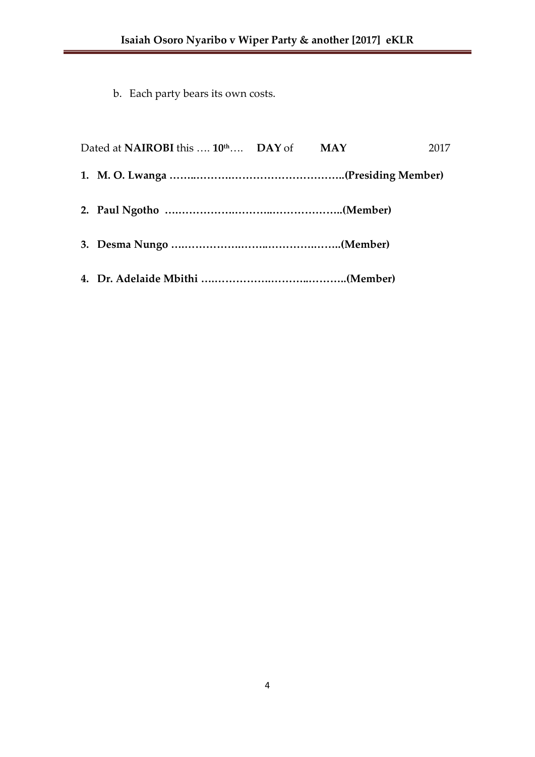b. Each party bears its own costs.

Dated at **NAIROBI** this …. **10th**…. **DAY** of **MAY** 2017

1. **M. O. Lwanga ……..……….………………………………..(Presiding Member)**

2. **Paul Ngotho ….…………….……...………………..(Member)**

3. **Desma Nungo ….…………….……..…………..……..(Member)**

4. **Dr. Adelaide Mbithi ….…………….………..………..(Member)**